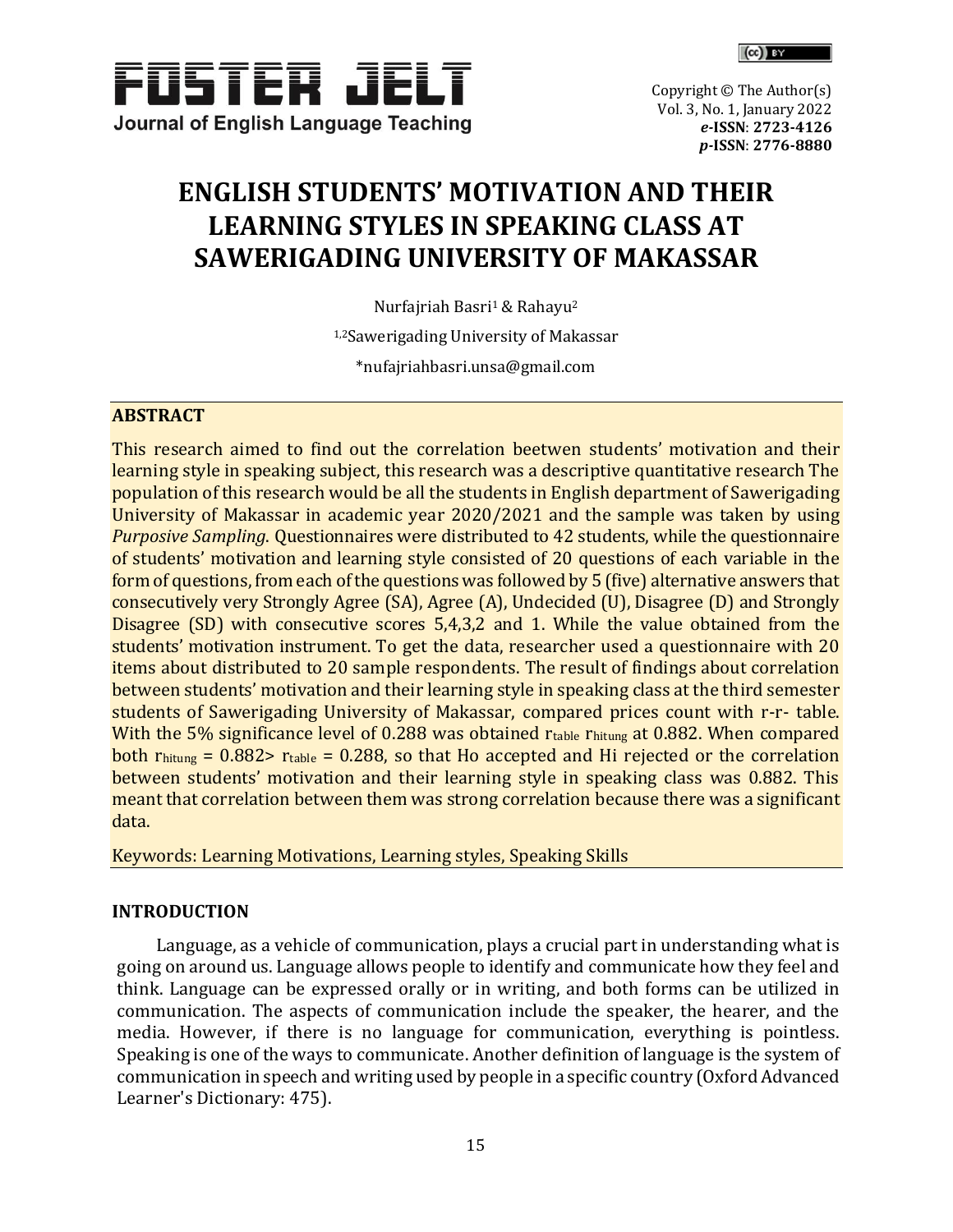# ENGLISH STUDENTS' MOTIVATION AND THEIR LEARNING STYLES IN SPEAKING CLASS AT SAWERIGADING UNIVERSITY OF MAKASSAR

Nurfajriah Basri[1] & Rahayu[2]

[1,2]Sawerigading University of Makassar

*nufajriahbasri.unsa@gmail.com

## ABSTRACT

This research aimed to find out the correlation beetwen students' motivation and their learning style in speaking subject, this research was a descriptive quantitative research The population of this research would be all the students in English department of Sawerigading University of Makassar in academic year 2020/2021 and the sample was taken by using *Purposive Sampling*. Questionnaires were distributed to 42 students, while the questionnaire of students' motivation and learning style consisted of 20 questions of each variable in the form of questions, from each of the questions was followed by 5 (five) alternative answers that consecutively very Strongly Agree (SA), Agree (A), Undecided (U), Disagree (D) and Strongly Disagree (SD) with consecutive scores 5,4,3,2 and 1. While the value obtained from the students' motivation instrument. To get the data, researcher used a questionnaire with 20 items about distributed to 20 sample respondents. The result of findings about correlation between students' motivation and their learning style in speaking class at the third semester students of Sawerigading University of Makassar, compared prices count with r-r- table. With the 5% significance level of 0.288 was obtained $r_{table}$ $r_{hitung}$ at 0.882. When compared both $r_{hitung}$ = 0.882> $r_{table}$ = 0.288, so that Ho accepted and Hi rejected or the correlation between students' motivation and their learning style in speaking class was 0.882. This meant that correlation between them was strong correlation because there was a significant data.

Keywords: Learning Motivations, Learning styles, Speaking Skills

## INTRODUCTION

Language, as a vehicle of communication, plays a crucial part in understanding what is going on around us. Language allows people to identify and communicate how they feel and think. Language can be expressed orally or in writing, and both forms can be utilized in communication. The aspects of communication include the speaker, the hearer, and the media. However, if there is no language for communication, everything is pointless. Speaking is one of the ways to communicate. Another definition of language is the system of communication in speech and writing used by people in a specific country (Oxford Advanced Learner's Dictionary: 475).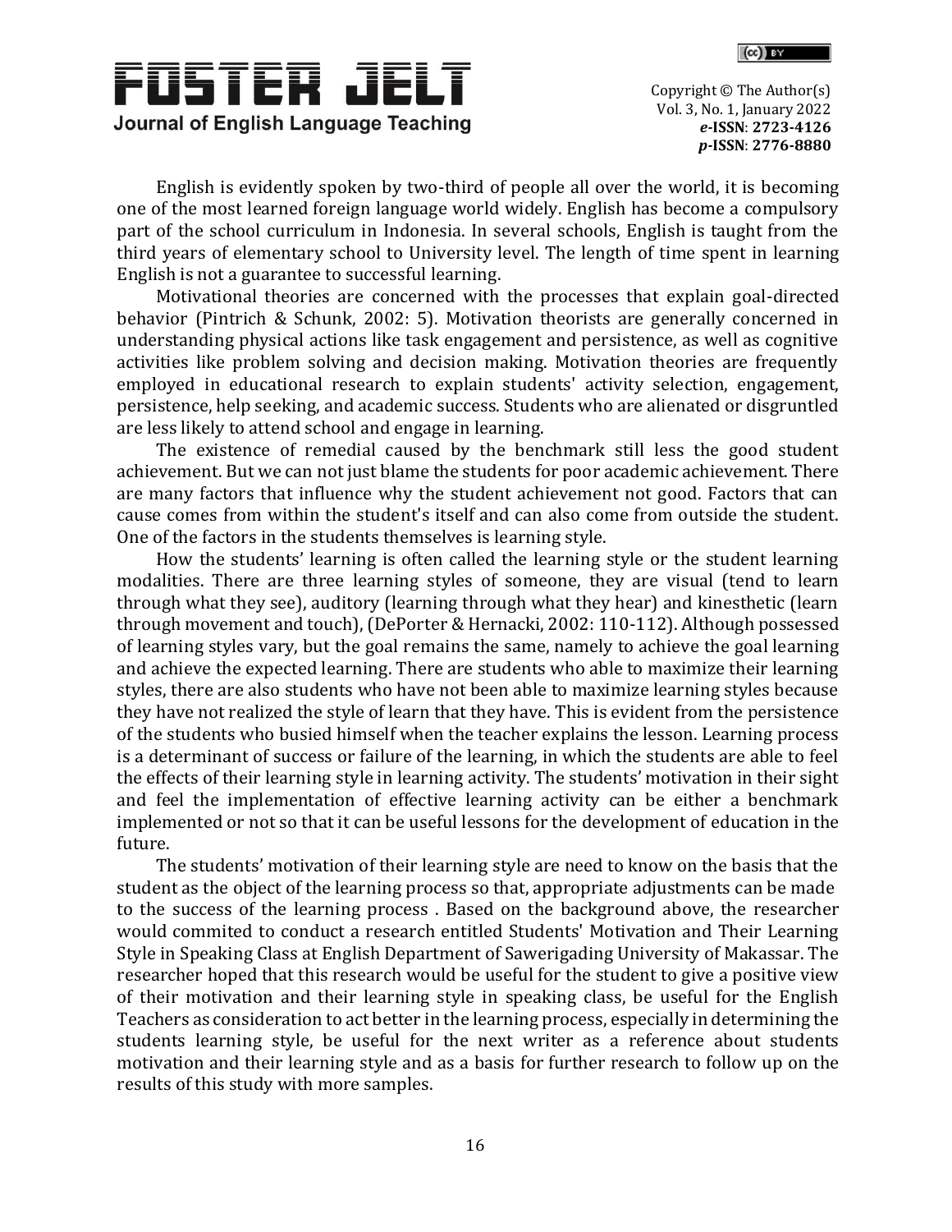English is evidently spoken by two-third of people all over the world, it is becoming one of the most learned foreign language world widely. English has become a compulsory part of the school curriculum in Indonesia. In several schools, English is taught from the third years of elementary school to University level. The length of time spent in learning English is not a guarantee to successful learning.

Motivational theories are concerned with the processes that explain goal-directed behavior (Pintrich & Schunk, 2002: 5). Motivation theorists are generally concerned in understanding physical actions like task engagement and persistence, as well as cognitive activities like problem solving and decision making. Motivation theories are frequently employed in educational research to explain students' activity selection, engagement, persistence, help seeking, and academic success. Students who are alienated or disgruntled are less likely to attend school and engage in learning.

The existence of remedial caused by the benchmark still less the good student achievement. But we can not just blame the students for poor academic achievement. There are many factors that influence why the student achievement not good. Factors that can cause comes from within the student's itself and can also come from outside the student. One of the factors in the students themselves is learning style.

How the students' learning is often called the learning style or the student learning modalities. There are three learning styles of someone, they are visual (tend to learn through what they see), auditory (learning through what they hear) and kinesthetic (learn through movement and touch), (DePorter & Hernacki, 2002: 110-112). Although possessed of learning styles vary, but the goal remains the same, namely to achieve the goal learning and achieve the expected learning. There are students who able to maximize their learning styles, there are also students who have not been able to maximize learning styles because they have not realized the style of learn that they have. This is evident from the persistence of the students who busied himself when the teacher explains the lesson. Learning process is a determinant of success or failure of the learning, in which the students are able to feel the effects of their learning style in learning activity. The students' motivation in their sight and feel the implementation of effective learning activity can be either a benchmark implemented or not so that it can be useful lessons for the development of education in the future.

The students' motivation of their learning style are need to know on the basis that the student as the object of the learning process so that, appropriate adjustments can be made to the success of the learning process . Based on the background above, the researcher would commited to conduct a research entitled Students' Motivation and Their Learning Style in Speaking Class at English Department of Sawerigading University of Makassar. The researcher hoped that this research would be useful for the student to give a positive view of their motivation and their learning style in speaking class, be useful for the English Teachers as consideration to act better in the learning process, especially in determining the students learning style, be useful for the next writer as a reference about students motivation and their learning style and as a basis for further research to follow up on the results of this study with more samples.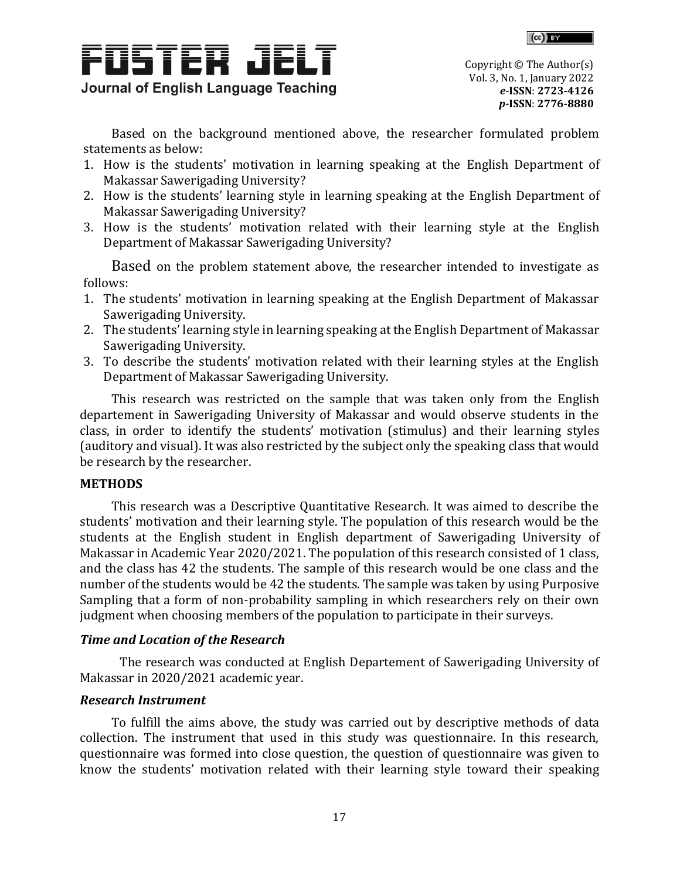Based on the background mentioned above, the researcher formulated problem statements as below:

1. How is the students' motivation in learning speaking at the English Department of Makassar Sawerigading University?
2. How is the students' learning style in learning speaking at the English Department of Makassar Sawerigading University?
3. How is the students' motivation related with their learning style at the English Department of Makassar Sawerigading University?

Based on the problem statement above, the researcher intended to investigate as follows:

1. The students' motivation in learning speaking at the English Department of Makassar Sawerigading University.
2. The students' learning style in learning speaking at the English Department of Makassar Sawerigading University.
3. To describe the students' motivation related with their learning styles at the English Department of Makassar Sawerigading University.

This research was restricted on the sample that was taken only from the English departement in Sawerigading University of Makassar and would observe students in the class, in order to identify the students' motivation (stimulus) and their learning styles (auditory and visual). It was also restricted by the subject only the speaking class that would be research by the researcher.

## METHODS

This research was a Descriptive Quantitative Research. It was aimed to describe the students' motivation and their learning style. The population of this research would be the students at the English student in English department of Sawerigading University of Makassar in Academic Year 2020/2021. The population of this research consisted of 1 class, and the class has 42 the students. The sample of this research would be one class and the number of the students would be 42 the students. The sample was taken by using Purposive Sampling that a form of non-probability sampling in which researchers rely on their own judgment when choosing members of the population to participate in their surveys.

### *Time and Location of the Research*

The research was conducted at English Departement of Sawerigading University of Makassar in 2020/2021 academic year.

### *Research Instrument*

To fulfill the aims above, the study was carried out by descriptive methods of data collection. The instrument that used in this study was questionnaire. In this research, questionnaire was formed into close question, the question of questionnaire was given to know the students' motivation related with their learning style toward their speaking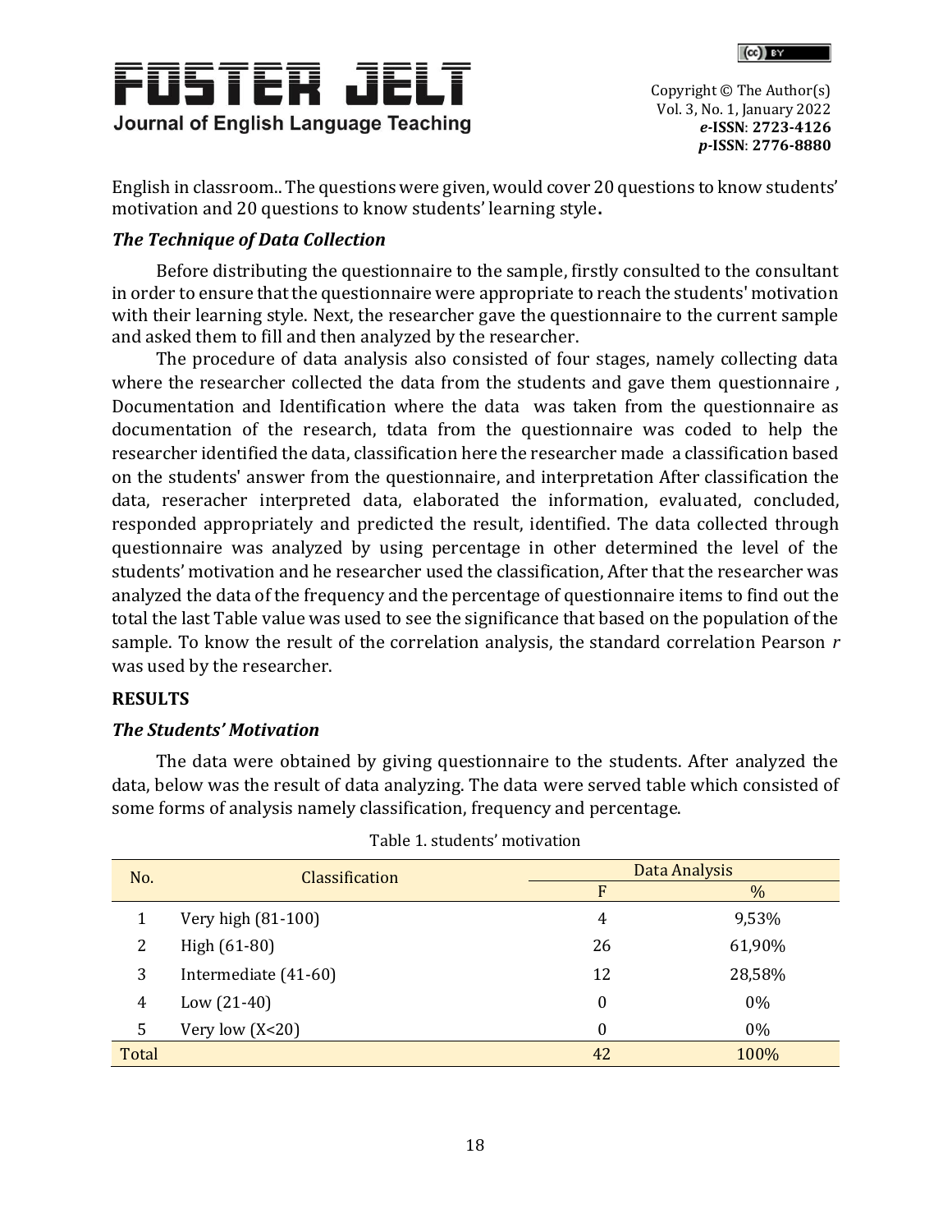English in classroom.. The questions were given, would cover 20 questions to know students' motivation and 20 questions to know students' learning style**.**

### *The Technique of Data Collection*

Before distributing the questionnaire to the sample, firstly consulted to the consultant in order to ensure that the questionnaire were appropriate to reach the students' motivation with their learning style. Next, the researcher gave the questionnaire to the current sample and asked them to fill and then analyzed by the researcher.

The procedure of data analysis also consisted of four stages, namely collecting data where the researcher collected the data from the students and gave them questionnaire , Documentation and Identification where the data was taken from the questionnaire as documentation of the research, tdata from the questionnaire was coded to help the researcher identified the data, classification here the researcher made a classification based on the students' answer from the questionnaire, and interpretation After classification the data, reseracher interpreted data, elaborated the information, evaluated, concluded, responded appropriately and predicted the result, identified. The data collected through questionnaire was analyzed by using percentage in other determined the level of the students' motivation and he researcher used the classification, After that the researcher was analyzed the data of the frequency and the percentage of questionnaire items to find out the total the last Table value was used to see the significance that based on the population of the sample. To know the result of the correlation analysis, the standard correlation Pearson *r* was used by the researcher.

## RESULTS

### *The Students' Motivation*

The data were obtained by giving questionnaire to the students. After analyzed the data, below was the result of data analyzing. The data were served table which consisted of some forms of analysis namely classification, frequency and percentage.

Table 1. students' motivation

| No. | Classification | Data Analysis | |
|---|---|---|---|
| | | F | % |
| 1 | Very high (81-100) | 4 | 9,53% |
| 2 | High (61-80) | 26 | 61,90% |
| 3 | Intermediate (41-60) | 12 | 28,58% |
| 4 | Low (21-40) | 0 | 0% |
| 5 | Very low (X<20) | 0 | 0% |
| Total | | 42 | 100% |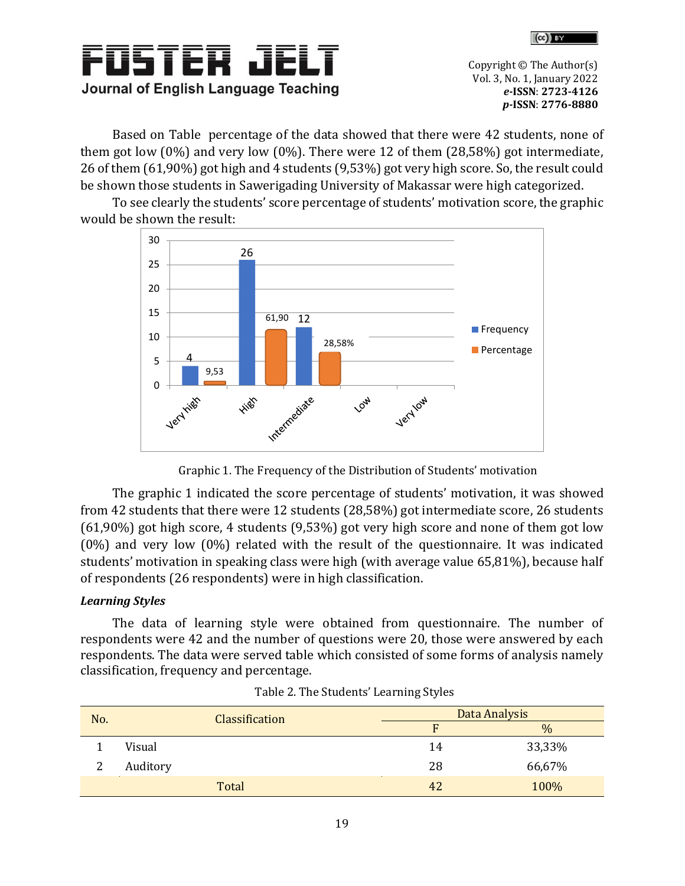Based on Table percentage of the data showed that there were 42 students, none of them got low (0%) and very low (0%). There were 12 of them (28,58%) got intermediate, 26 of them (61,90%) got high and 4 students (9,53%) got very high score. So, the result could be shown those students in Sawerigading University of Makassar were high categorized.

To see clearly the students' score percentage of students' motivation score, the graphic would be shown the result:

30
25
20
15
10
5
0

4
9,53
26
61,90
12
28,58%

Very high
High
Intermediate
Low
Very low

Frequency
Percentage

Graphic 1. The Frequency of the Distribution of Students' motivation

The graphic 1 indicated the score percentage of students' motivation, it was showed from 42 students that there were 12 students (28,58%) got intermediate score, 26 students (61,90%) got high score, 4 students (9,53%) got very high score and none of them got low (0%) and very low (0%) related with the result of the questionnaire. It was indicated students' motivation in speaking class were high (with average value 65,81%), because half of respondents (26 respondents) were in high classification.

***Learning Styles***

The data of learning style were obtained from questionnaire. The number of respondents were 42 and the number of questions were 20, those were answered by each respondents. The data were served table which consisted of some forms of analysis namely classification, frequency and percentage.

Table 2. The Students' Learning Styles

| No. | Classification | Data Analysis | |
|---|---|---|---|
| | | F | % |
| 1 | Visual | 14 | 33,33% |
| 2 | Auditory | 28 | 66,67% |
| | Total | 42 | 100% |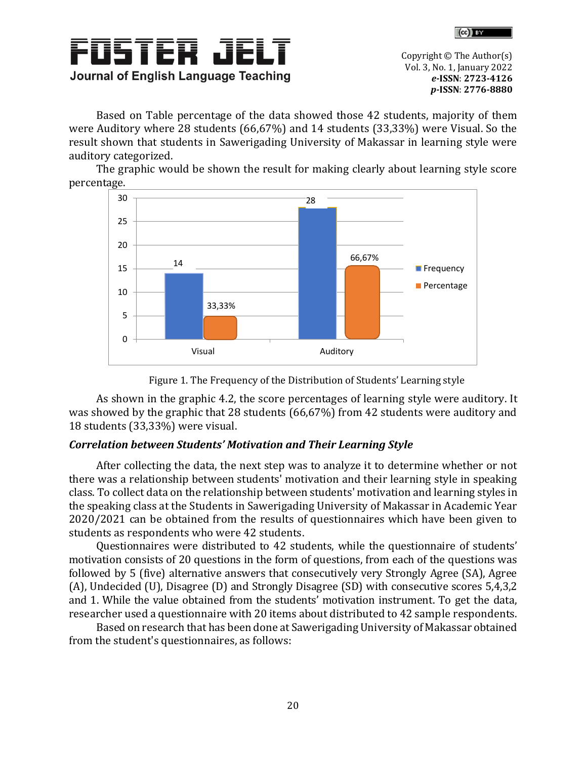Based on Table percentage of the data showed those 42 students, majority of them were Auditory where 28 students (66,67%) and 14 students (33,33%) were Visual. So the result shown that students in Sawerigading University of Makassar in learning style were auditory categorized.

The graphic would be shown the result for making clearly about learning style score percentage.

30
25
20
15
10
5
0
14
33,33%
28
66,67%
Visual
Auditory
Frequency
Percentage

Figure 1. The Frequency of the Distribution of Students' Learning style

As shown in the graphic 4.2, the score percentages of learning style were auditory. It was showed by the graphic that 28 students (66,67%) from 42 students were auditory and 18 students (33,33%) were visual.

### *Correlation between Students' Motivation and Their Learning Style*

After collecting the data, the next step was to analyze it to determine whether or not there was a relationship between students' motivation and their learning style in speaking class. To collect data on the relationship between students' motivation and learning styles in the speaking class at the Students in Sawerigading University of Makassar in Academic Year 2020/2021 can be obtained from the results of questionnaires which have been given to students as respondents who were 42 students.

Questionnaires were distributed to 42 students, while the questionnaire of students' motivation consists of 20 questions in the form of questions, from each of the questions was followed by 5 (five) alternative answers that consecutively very Strongly Agree (SA), Agree (A), Undecided (U), Disagree (D) and Strongly Disagree (SD) with consecutive scores 5,4,3,2 and 1. While the value obtained from the students' motivation instrument. To get the data, researcher used a questionnaire with 20 items about distributed to 42 sample respondents.

Based on research that has been done at Sawerigading University of Makassar obtained from the student's questionnaires, as follows: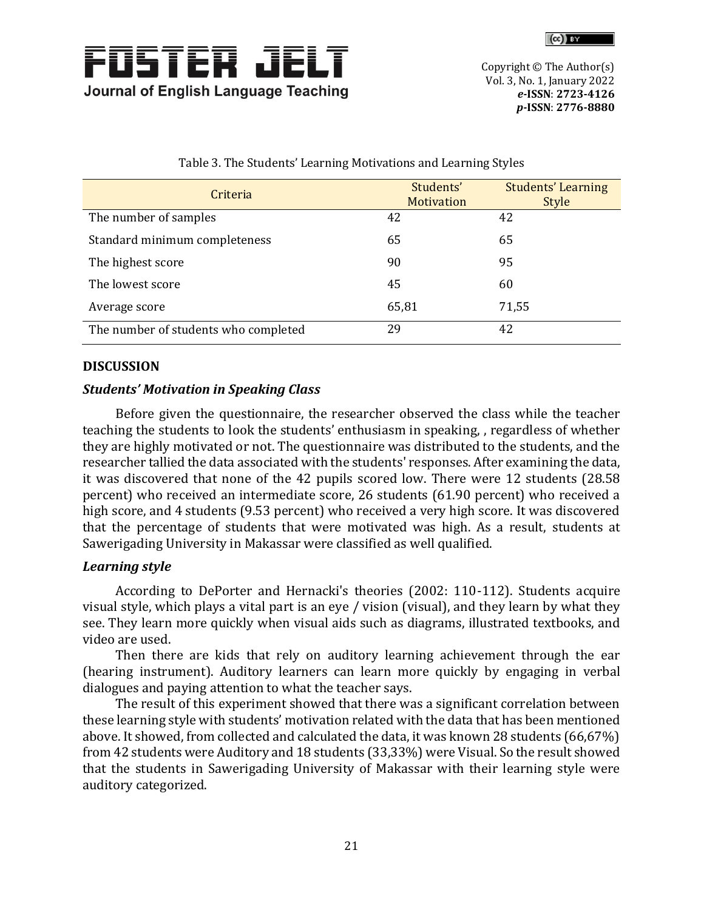Table 3. The Students' Learning Motivations and Learning Styles

| Criteria | Students' Motivation | Students' Learning Style |
|---|---|---|
| The number of samples | 42 | 42 |
| Standard minimum completeness | 65 | 65 |
| The highest score | 90 | 95 |
| The lowest score | 45 | 60 |
| Average score | 65,81 | 71,55 |
| The number of students who completed | 29 | 42 |

## DISCUSSION

### *Students' Motivation in Speaking Class*

Before given the questionnaire, the researcher observed the class while the teacher teaching the students to look the students' enthusiasm in speaking, , regardless of whether they are highly motivated or not. The questionnaire was distributed to the students, and the researcher tallied the data associated with the students' responses. After examining the data, it was discovered that none of the 42 pupils scored low. There were 12 students (28.58 percent) who received an intermediate score, 26 students (61.90 percent) who received a high score, and 4 students (9.53 percent) who received a very high score. It was discovered that the percentage of students that were motivated was high. As a result, students at Sawerigading University in Makassar were classified as well qualified.

### *Learning style*

According to DePorter and Hernacki's theories (2002: 110-112). Students acquire visual style, which plays a vital part is an eye / vision (visual), and they learn by what they see. They learn more quickly when visual aids such as diagrams, illustrated textbooks, and video are used.

Then there are kids that rely on auditory learning achievement through the ear (hearing instrument). Auditory learners can learn more quickly by engaging in verbal dialogues and paying attention to what the teacher says.

The result of this experiment showed that there was a significant correlation between these learning style with students' motivation related with the data that has been mentioned above. It showed, from collected and calculated the data, it was known 28 students (66,67%) from 42 students were Auditory and 18 students (33,33%) were Visual. So the result showed that the students in Sawerigading University of Makassar with their learning style were auditory categorized.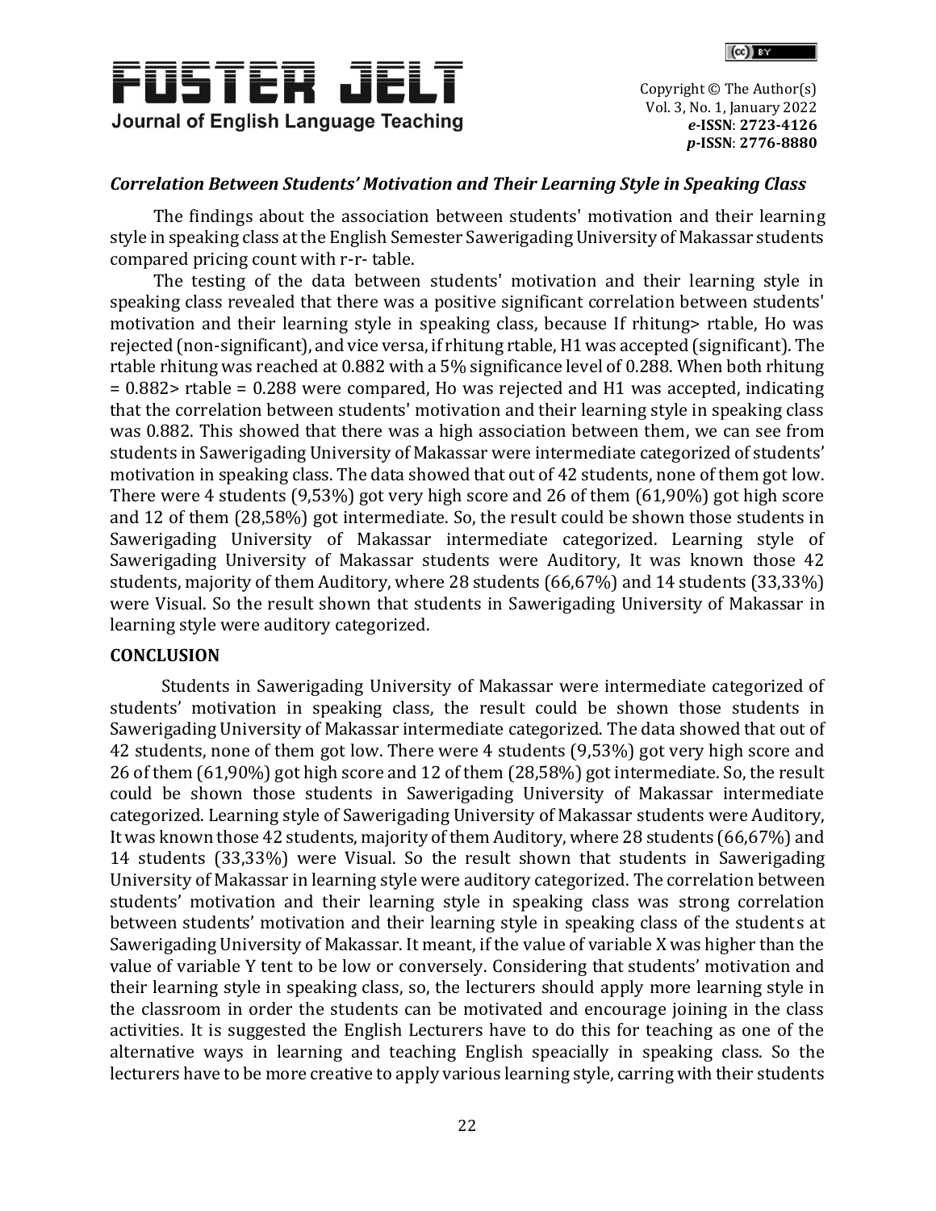### *Correlation Between Students' Motivation and Their Learning Style in Speaking Class*

The findings about the association between students' motivation and their learning style in speaking class at the English Semester Sawerigading University of Makassar students compared pricing count with r-r- table.

The testing of the data between students' motivation and their learning style in speaking class revealed that there was a positive significant correlation between students' motivation and their learning style in speaking class, because If rhitung> rtable, Ho was rejected (non-significant), and vice versa, if rhitung rtable, H1 was accepted (significant). The rtable rhitung was reached at 0.882 with a 5% significance level of 0.288. When both rhitung = 0.882> rtable = 0.288 were compared, Ho was rejected and H1 was accepted, indicating that the correlation between students' motivation and their learning style in speaking class was 0.882. This showed that there was a high association between them, we can see from students in Sawerigading University of Makassar were intermediate categorized of students' motivation in speaking class. The data showed that out of 42 students, none of them got low. There were 4 students (9,53%) got very high score and 26 of them (61,90%) got high score and 12 of them (28,58%) got intermediate. So, the result could be shown those students in Sawerigading University of Makassar intermediate categorized. Learning style of Sawerigading University of Makassar students were Auditory, It was known those 42 students, majority of them Auditory, where 28 students (66,67%) and 14 students (33,33%) were Visual. So the result shown that students in Sawerigading University of Makassar in learning style were auditory categorized.

## CONCLUSION

Students in Sawerigading University of Makassar were intermediate categorized of students' motivation in speaking class, the result could be shown those students in Sawerigading University of Makassar intermediate categorized. The data showed that out of 42 students, none of them got low. There were 4 students (9,53%) got very high score and 26 of them (61,90%) got high score and 12 of them (28,58%) got intermediate. So, the result could be shown those students in Sawerigading University of Makassar intermediate categorized. Learning style of Sawerigading University of Makassar students were Auditory, It was known those 42 students, majority of them Auditory, where 28 students (66,67%) and 14 students (33,33%) were Visual. So the result shown that students in Sawerigading University of Makassar in learning style were auditory categorized. The correlation between students' motivation and their learning style in speaking class was strong correlation between students' motivation and their learning style in speaking class of the students at Sawerigading University of Makassar. It meant, if the value of variable X was higher than the value of variable Y tent to be low or conversely. Considering that students' motivation and their learning style in speaking class, so, the lecturers should apply more learning style in the classroom in order the students can be motivated and encourage joining in the class activities. It is suggested the English Lecturers have to do this for teaching as one of the alternative ways in learning and teaching English speacially in speaking class. So the lecturers have to be more creative to apply various learning style, carring with their students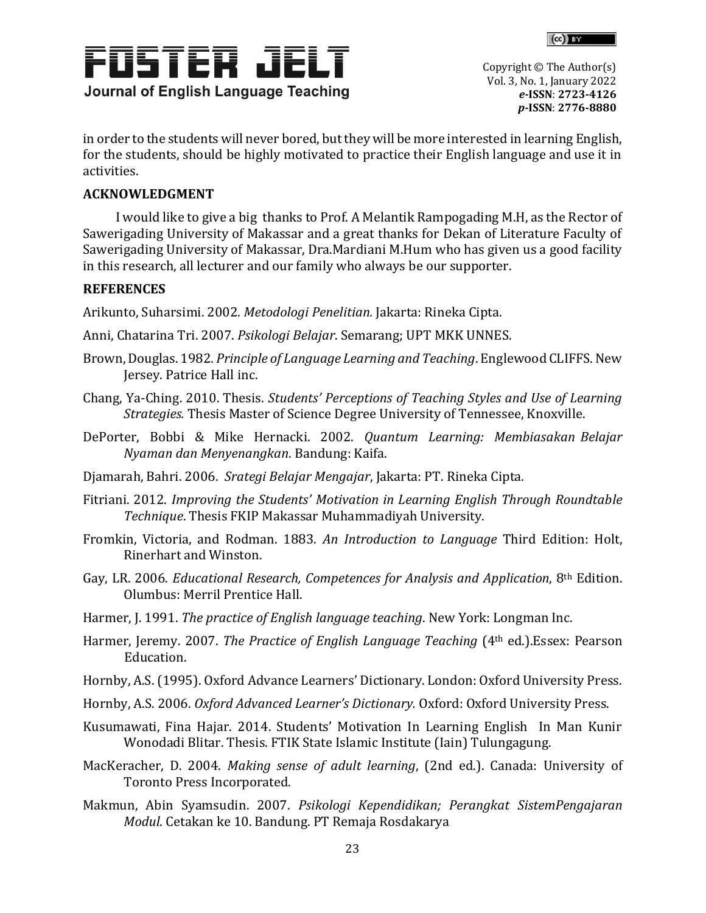in order to the students will never bored, but they will be more interested in learning English, for the students, should be highly motivated to practice their English language and use it in activities.

## ACKNOWLEDGMENT

I would like to give a big thanks to Prof. A Melantik Rampogading M.H, as the Rector of Sawerigading University of Makassar and a great thanks for Dekan of Literature Faculty of Sawerigading University of Makassar, Dra.Mardiani M.Hum who has given us a good facility in this research, all lecturer and our family who always be our supporter.

## REFERENCES

Arikunto, Suharsimi. 2002. *Metodologi Penelitian.* Jakarta: Rineka Cipta.

Anni, Chatarina Tri. 2007. *Psikologi Belajar*. Semarang; UPT MKK UNNES.

Brown, Douglas. 1982. *Principle of Language Learning and Teaching*. Englewood CLIFFS. New Jersey. Patrice Hall inc.

Chang, Ya-Ching. 2010. Thesis. *Students' Perceptions of Teaching Styles and Use of Learning Strategies.* Thesis Master of Science Degree University of Tennessee, Knoxville.

DePorter, Bobbi & Mike Hernacki. 2002. *Quantum Learning: Membiasakan Belajar Nyaman dan Menyenangkan*. Bandung: Kaifa.

Djamarah, Bahri. 2006. *Srategi Belajar Mengajar*, Jakarta: PT. Rineka Cipta.

Fitriani. 2012. *Improving the Students' Motivation in Learning English Through Roundtable Technique*. Thesis FKIP Makassar Muhammadiyah University.

Fromkin, Victoria, and Rodman. 1883. *An Introduction to Language* Third Edition: Holt, Rinerhart and Winston.

Gay, LR. 2006. *Educational Research, Competences for Analysis and Application*, 8th Edition. Olumbus: Merril Prentice Hall.

Harmer, J. 1991. *The practice of English language teaching*. New York: Longman Inc.

Harmer, Jeremy. 2007. *The Practice of English Language Teaching* (4th ed.).Essex: Pearson Education.

Hornby, A.S. (1995). Oxford Advance Learners' Dictionary. London: Oxford University Press.

Hornby, A.S. 2006. *Oxford Advanced Learner's Dictionary.* Oxford: Oxford University Press.

Kusumawati, Fina Hajar. 2014. Students' Motivation In Learning English In Man Kunir Wonodadi Blitar. Thesis. FTIK State Islamic Institute (Iain) Tulungagung.

MacKeracher, D. 2004. *Making sense of adult learning*, (2nd ed.). Canada: University of Toronto Press Incorporated.

Makmun, Abin Syamsudin. 2007. *Psikologi Kependidikan; Perangkat SistemPengajaran Modul*. Cetakan ke 10. Bandung. PT Remaja Rosdakarya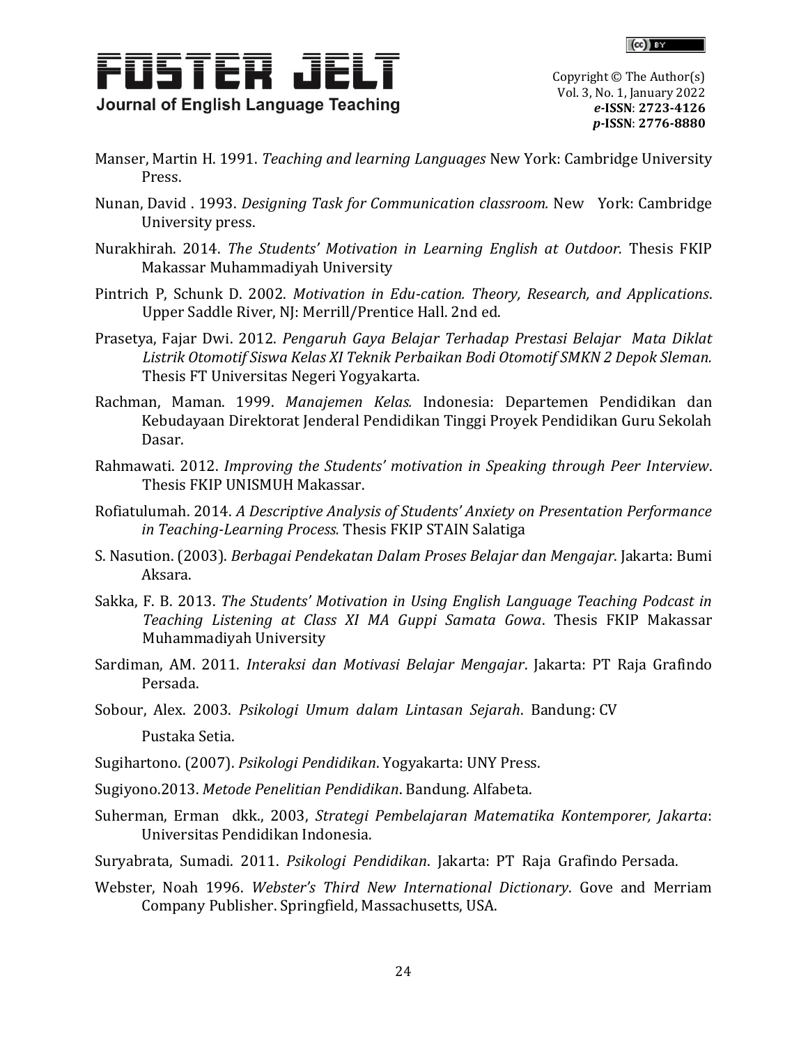Manser, Martin H. 1991. *Teaching and learning Languages* New York: Cambridge University Press.

Nunan, David . 1993. *Designing Task for Communication classroom.* New York: Cambridge University press.

Nurakhirah. 2014. *The Students' Motivation in Learning English at Outdoor.* Thesis FKIP Makassar Muhammadiyah University

Pintrich P, Schunk D. 2002. *Motivation in Edu-cation. Theory, Research, and Applications*. Upper Saddle River, NJ: Merrill/Prentice Hall. 2nd ed.

Prasetya, Fajar Dwi. 2012. *Pengaruh Gaya Belajar Terhadap Prestasi Belajar Mata Diklat Listrik Otomotif Siswa Kelas XI Teknik Perbaikan Bodi Otomotif SMKN 2 Depok Sleman.* Thesis FT Universitas Negeri Yogyakarta.

Rachman, Maman. 1999. *Manajemen Kelas.* Indonesia: Departemen Pendidikan dan Kebudayaan Direktorat Jenderal Pendidikan Tinggi Proyek Pendidikan Guru Sekolah Dasar.

Rahmawati. 2012. *Improving the Students' motivation in Speaking through Peer Interview*. Thesis FKIP UNISMUH Makassar.

Rofiatulumah. 2014. *A Descriptive Analysis of Students' Anxiety on Presentation Performance in Teaching-Learning Process.* Thesis FKIP STAIN Salatiga

S. Nasution. (2003). *Berbagai Pendekatan Dalam Proses Belajar dan Mengajar*. Jakarta: Bumi Aksara.

Sakka, F. B. 2013. *The Students' Motivation in Using English Language Teaching Podcast in Teaching Listening at Class XI MA Guppi Samata Gowa*. Thesis FKIP Makassar Muhammadiyah University

Sardiman, AM. 2011. *Interaksi dan Motivasi Belajar Mengajar*. Jakarta: PT Raja Grafindo Persada.

Sobour, Alex. 2003. *Psikologi Umum dalam Lintasan Sejarah*. Bandung: CV Pustaka Setia.

Sugihartono. (2007). *Psikologi Pendidikan*. Yogyakarta: UNY Press.

Sugiyono.2013. *Metode Penelitian Pendidikan*. Bandung. Alfabeta.

Suherman, Erman dkk., 2003, *Strategi Pembelajaran Matematika Kontemporer, Jakarta*: Universitas Pendidikan Indonesia.

Suryabrata, Sumadi. 2011. *Psikologi Pendidikan*. Jakarta: PT Raja Grafindo Persada.

Webster, Noah 1996. *Webster's Third New International Dictionary*. Gove and Merriam Company Publisher. Springfield, Massachusetts, USA.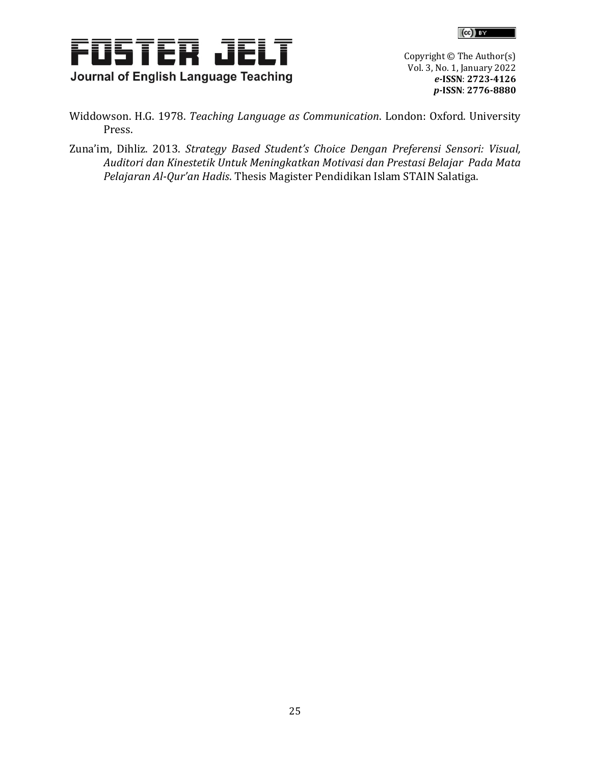Widdowson. H.G. 1978. *Teaching Language as Communication*. London: Oxford. University Press.

Zuna'im, Dihliz. 2013. *Strategy Based Student's Choice Dengan Preferensi Sensori: Visual, Auditori dan Kinestetik Untuk Meningkatkan Motivasi dan Prestasi Belajar Pada Mata Pelajaran Al-Qur'an Hadis*. Thesis Magister Pendidikan Islam STAIN Salatiga.